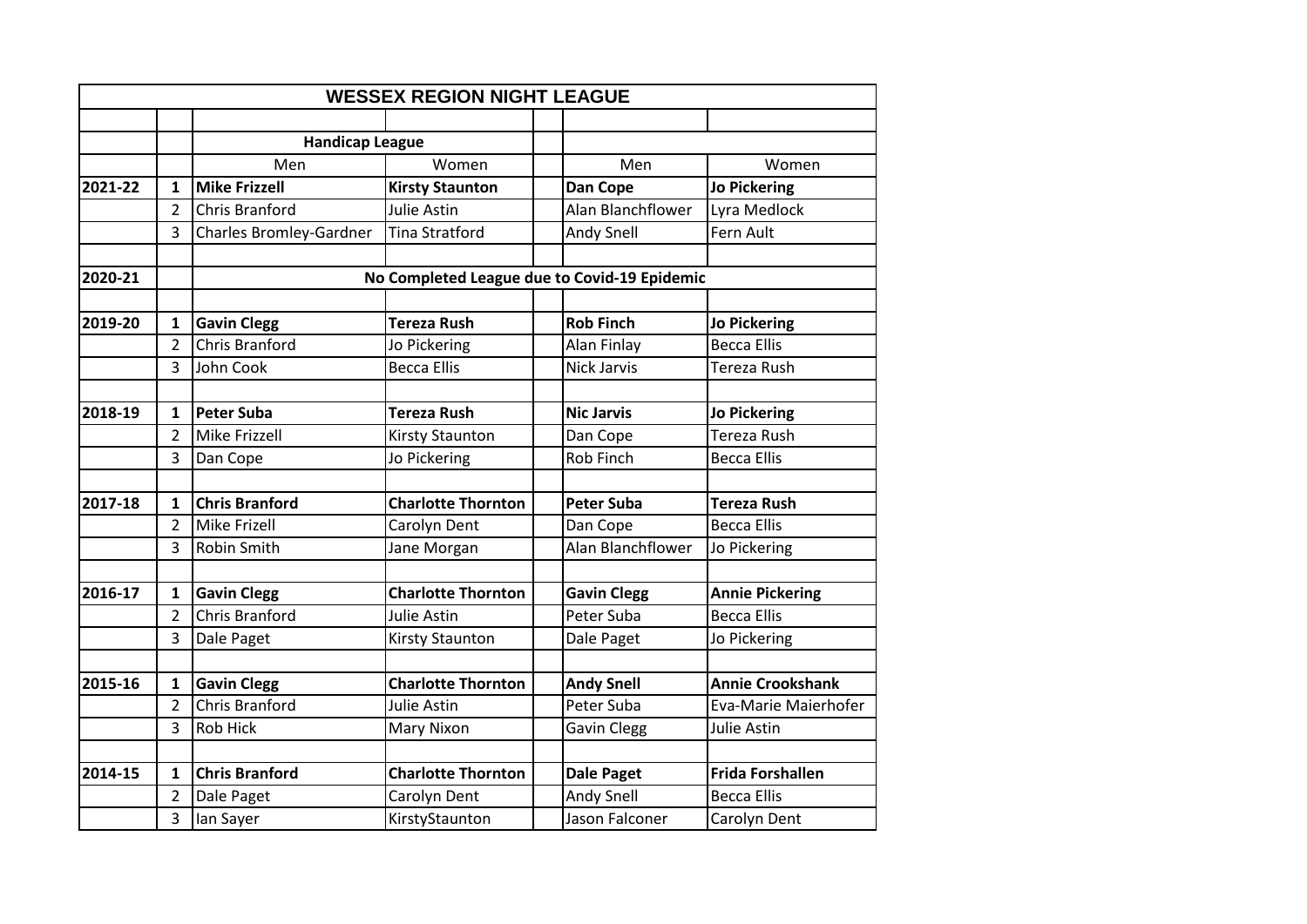# WESSEX REGION NIGHT LEAGUE

| | | Handicap League | | | | |
|---|---|---|---|---|---|---|
| | | Men | Women | | Men | Women |
| **2021-22** | **1** | **Mike Frizzell** | **Kirsty Staunton** | | **Dan Cope** | **Jo Pickering** |
| | 2 | Chris Branford | Julie Astin | | Alan Blanchflower | Lyra Medlock |
| | 3 | Charles Bromley-Gardner | Tina Stratford | | Andy Snell | Fern Ault |
| | | | | | | |
| **2020-21** | | **No Completed League due to Covid-19 Epidemic** | | | | |
| | | | | | | |
| **2019-20** | **1** | **Gavin Clegg** | **Tereza Rush** | | **Rob Finch** | **Jo Pickering** |
| | 2 | Chris Branford | Jo Pickering | | Alan Finlay | Becca Ellis |
| | 3 | John Cook | Becca Ellis | | Nick Jarvis | Tereza Rush |
| | | | | | | |
| **2018-19** | **1** | **Peter Suba** | **Tereza Rush** | | **Nic Jarvis** | **Jo Pickering** |
| | 2 | Mike Frizzell | Kirsty Staunton | | Dan Cope | Tereza Rush |
| | 3 | Dan Cope | Jo Pickering | | Rob Finch | Becca Ellis |
| | | | | | | |
| **2017-18** | **1** | **Chris Branford** | **Charlotte Thornton** | | **Peter Suba** | **Tereza Rush** |
| | 2 | Mike Frizell | Carolyn Dent | | Dan Cope | Becca Ellis |
| | 3 | Robin Smith | Jane Morgan | | Alan Blanchflower | Jo Pickering |
| | | | | | | |
| **2016-17** | **1** | **Gavin Clegg** | **Charlotte Thornton** | | **Gavin Clegg** | **Annie Pickering** |
| | 2 | Chris Branford | Julie Astin | | Peter Suba | Becca Ellis |
| | 3 | Dale Paget | Kirsty Staunton | | Dale Paget | Jo Pickering |
| | | | | | | |
| **2015-16** | **1** | **Gavin Clegg** | **Charlotte Thornton** | | **Andy Snell** | **Annie Crookshank** |
| | 2 | Chris Branford | Julie Astin | | Peter Suba | Eva-Marie Maierhofer |
| | 3 | Rob Hick | Mary Nixon | | Gavin Clegg | Julie Astin |
| | | | | | | |
| **2014-15** | **1** | **Chris Branford** | **Charlotte Thornton** | | **Dale Paget** | **Frida Forshallen** |
| | 2 | Dale Paget | Carolyn Dent | | Andy Snell | Becca Ellis |
| | 3 | Ian Sayer | KirstyStaunton | | Jason Falconer | Carolyn Dent |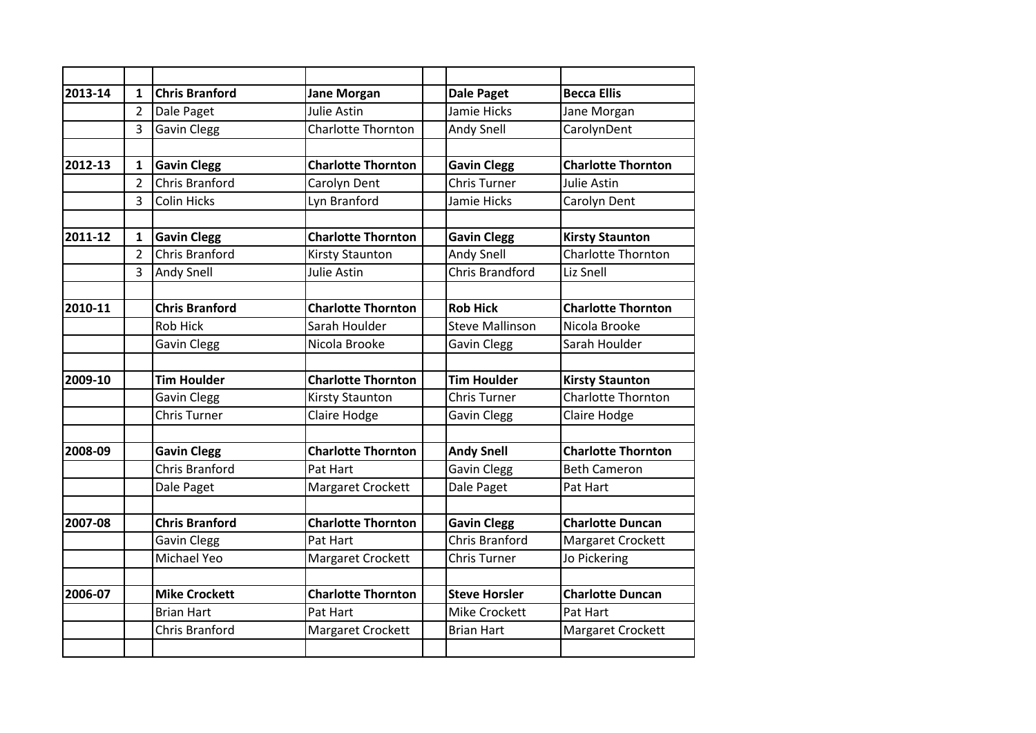| | | | | | | |
|---|---|---|---|---|---|---|
| **2013-14** | **1** | **Chris Branford** | **Jane Morgan** | | **Dale Paget** | **Becca Ellis** |
| | 2 | Dale Paget | Julie Astin | | Jamie Hicks | Jane Morgan |
| | 3 | Gavin Clegg | Charlotte Thornton | | Andy Snell | CarolynDent |
| | | | | | | |
| **2012-13** | **1** | **Gavin Clegg** | **Charlotte Thornton** | | **Gavin Clegg** | **Charlotte Thornton** |
| | 2 | Chris Branford | Carolyn Dent | | Chris Turner | Julie Astin |
| | 3 | Colin Hicks | Lyn Branford | | Jamie Hicks | Carolyn Dent |
| | | | | | | |
| **2011-12** | **1** | **Gavin Clegg** | **Charlotte Thornton** | | **Gavin Clegg** | **Kirsty Staunton** |
| | 2 | Chris Branford | Kirsty Staunton | | Andy Snell | Charlotte Thornton |
| | 3 | Andy Snell | Julie Astin | | Chris Brandford | Liz Snell |
| | | | | | | |
| **2010-11** | | **Chris Branford** | **Charlotte Thornton** | | **Rob Hick** | **Charlotte Thornton** |
| | | Rob Hick | Sarah Houlder | | Steve Mallinson | Nicola Brooke |
| | | Gavin Clegg | Nicola Brooke | | Gavin Clegg | Sarah Houlder |
| | | | | | | |
| **2009-10** | | **Tim Houlder** | **Charlotte Thornton** | | **Tim Houlder** | **Kirsty Staunton** |
| | | Gavin Clegg | Kirsty Staunton | | Chris Turner | Charlotte Thornton |
| | | Chris Turner | Claire Hodge | | Gavin Clegg | Claire Hodge |
| | | | | | | |
| **2008-09** | | **Gavin Clegg** | **Charlotte Thornton** | | **Andy Snell** | **Charlotte Thornton** |
| | | Chris Branford | Pat Hart | | Gavin Clegg | Beth Cameron |
| | | Dale Paget | Margaret Crockett | | Dale Paget | Pat Hart |
| | | | | | | |
| **2007-08** | | **Chris Branford** | **Charlotte Thornton** | | **Gavin Clegg** | **Charlotte Duncan** |
| | | Gavin Clegg | Pat Hart | | Chris Branford | Margaret Crockett |
| | | Michael Yeo | Margaret Crockett | | Chris Turner | Jo Pickering |
| | | | | | | |
| **2006-07** | | **Mike Crockett** | **Charlotte Thornton** | | **Steve Horsler** | **Charlotte Duncan** |
| | | Brian Hart | Pat Hart | | Mike Crockett | Pat Hart |
| | | Chris Branford | Margaret Crockett | | Brian Hart | Margaret Crockett |
| | | | | | | |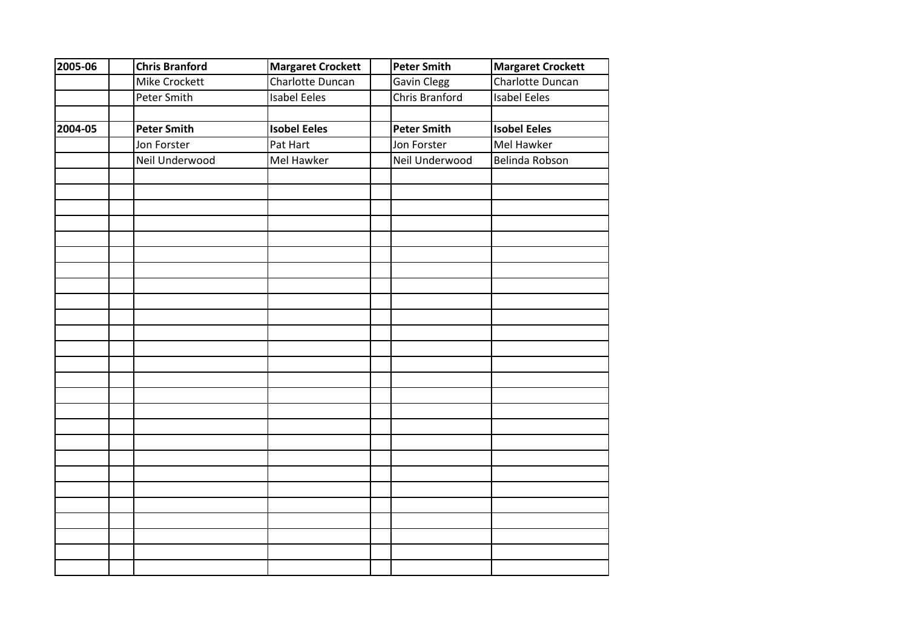| 2005-06 | | **Chris Branford** | **Margaret Crockett** | | **Peter Smith** | **Margaret Crockett** |
|---|---|---|---|---|---|---|
| | | Mike Crockett | Charlotte Duncan | | Gavin Clegg | Charlotte Duncan |
| | | Peter Smith | Isabel Eeles | | Chris Branford | Isabel Eeles |
| | | | | | | |
| **2004-05** | | **Peter Smith** | **Isobel Eeles** | | **Peter Smith** | **Isobel Eeles** |
| | | Jon Forster | Pat Hart | | Jon Forster | Mel Hawker |
| | | Neil Underwood | Mel Hawker | | Neil Underwood | Belinda Robson |